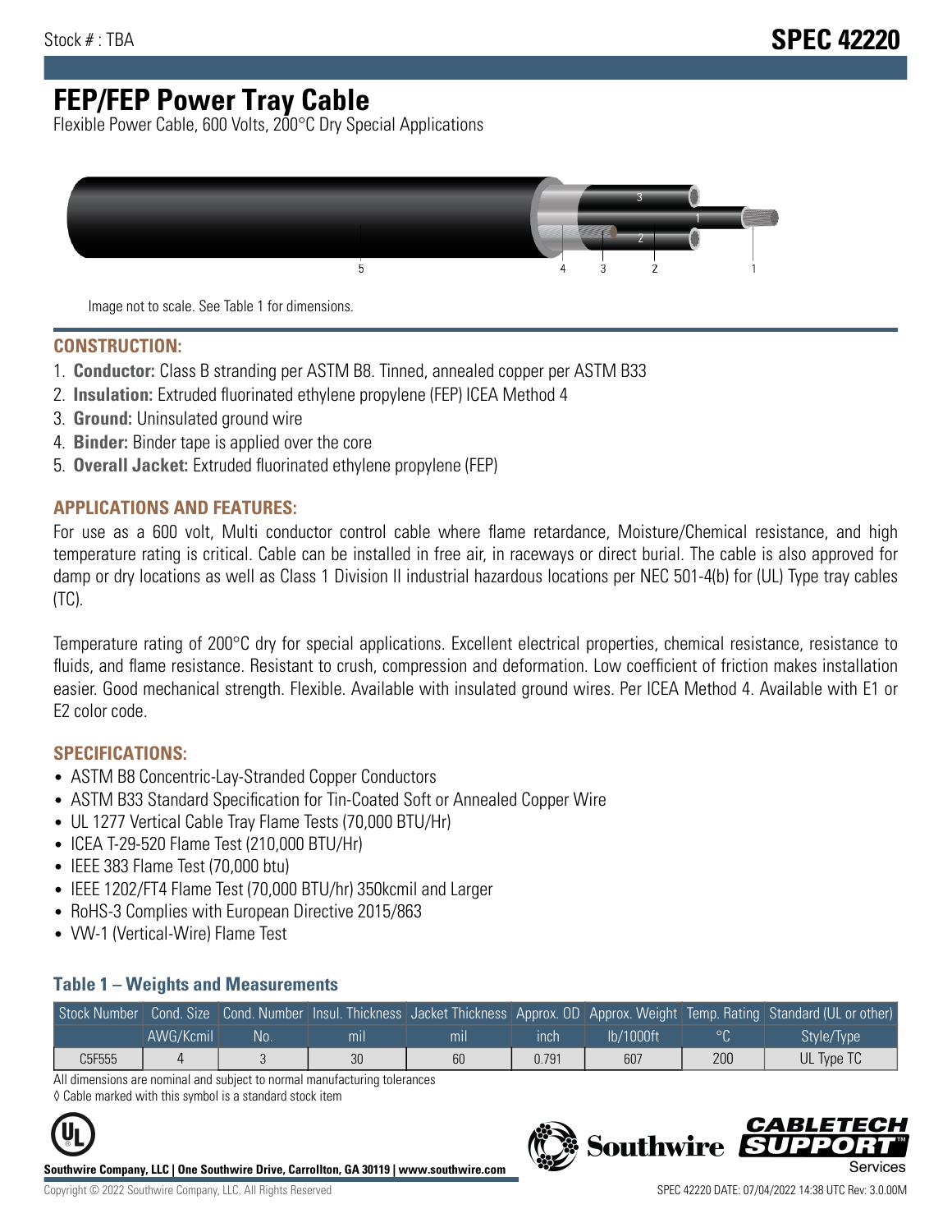Stock # : TBA

# SPEC 42220

# FEP/FEP Power Tray Cable

Flexible Power Cable, 600 Volts, 200°C Dry Special Applications

Image not to scale. See Table 1 for dimensions.

## CONSTRUCTION:

1. **Conductor:** Class B stranding per ASTM B8. Tinned, annealed copper per ASTM B33
2. **Insulation:** Extruded fluorinated ethylene propylene (FEP) ICEA Method 4
3. **Ground:** Uninsulated ground wire
4. **Binder:** Binder tape is applied over the core
5. **Overall Jacket:** Extruded fluorinated ethylene propylene (FEP)

## APPLICATIONS AND FEATURES:

For use as a 600 volt, Multi conductor control cable where flame retardance, Moisture/Chemical resistance, and high temperature rating is critical. Cable can be installed in free air, in raceways or direct burial. The cable is also approved for damp or dry locations as well as Class 1 Division II industrial hazardous locations per NEC 501-4(b) for (UL) Type tray cables (TC).

Temperature rating of 200°C dry for special applications. Excellent electrical properties, chemical resistance, resistance to fluids, and flame resistance. Resistant to crush, compression and deformation. Low coefficient of friction makes installation easier. Good mechanical strength. Flexible. Available with insulated ground wires. Per ICEA Method 4. Available with E1 or E2 color code.

## SPECIFICATIONS:

- ASTM B8 Concentric-Lay-Stranded Copper Conductors
- ASTM B33 Standard Specification for Tin-Coated Soft or Annealed Copper Wire
- UL 1277 Vertical Cable Tray Flame Tests (70,000 BTU/Hr)
- ICEA T-29-520 Flame Test (210,000 BTU/Hr)
- IEEE 383 Flame Test (70,000 btu)
- IEEE 1202/FT4 Flame Test (70,000 BTU/hr) 350kcmil and Larger
- RoHS-3 Complies with European Directive 2015/863
- VW-1 (Vertical-Wire) Flame Test

### Table 1 – Weights and Measurements

| Stock Number | Cond. Size | Cond. Number | Insul. Thickness | Jacket Thickness | Approx. OD | Approx. Weight | Temp. Rating | Standard (UL or other) |
|---|---|---|---|---|---|---|---|---|
| | AWG/Kcmil | No. | mil | mil | inch | lb/1000ft | °C | Style/Type |
| C5F555 | 4 | 3 | 30 | 60 | 0.791 | 607 | 200 | UL Type TC |

All dimensions are nominal and subject to normal manufacturing tolerances

◊ Cable marked with this symbol is a standard stock item

**Southwire Company, LLC | One Southwire Drive, Carrollton, GA 30119 | www.southwire.com**

Copyright © 2022 Southwire Company, LLC. All Rights Reserved

SPEC 42220 DATE: 07/04/2022 14:38 UTC Rev: 3.0.00M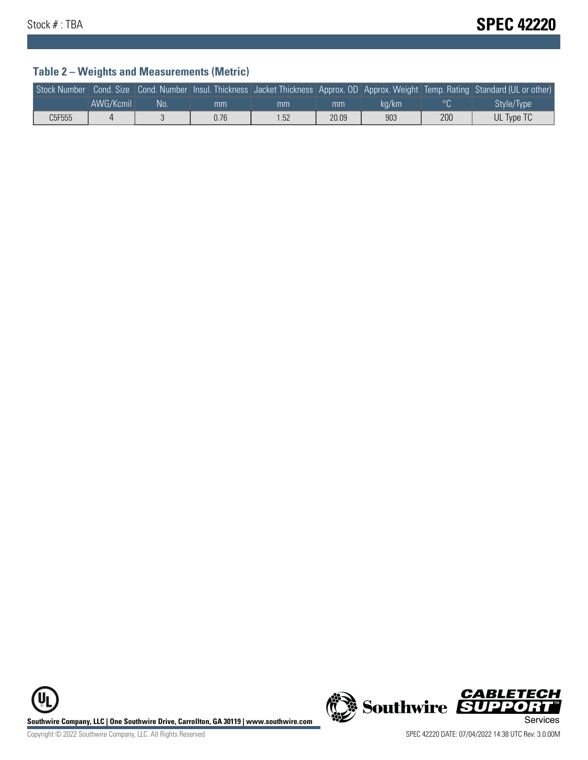### Table 2 – Weights and Measurements (Metric)

| Stock Number | Cond. Size | Cond. Number | Insul. Thickness | Jacket Thickness | Approx. OD | Approx. Weight | Temp. Rating | Standard (UL or other) |
|---|---|---|---|---|---|---|---|---|
| | AWG/Kcmil | No. | mm | mm | mm | kg/km | °C | Style/Type |
| C5F555 | 4 | 3 | 0.76 | 1.52 | 20.09 | 903 | 200 | UL Type TC |

**Southwire Company, LLC | One Southwire Drive, Carrollton, GA 30119 | www.southwire.com**

Copyright © 2022 Southwire Company, LLC. All Rights Reserved

SPEC 42220 DATE: 07/04/2022 14:38 UTC Rev: 3.0.00M